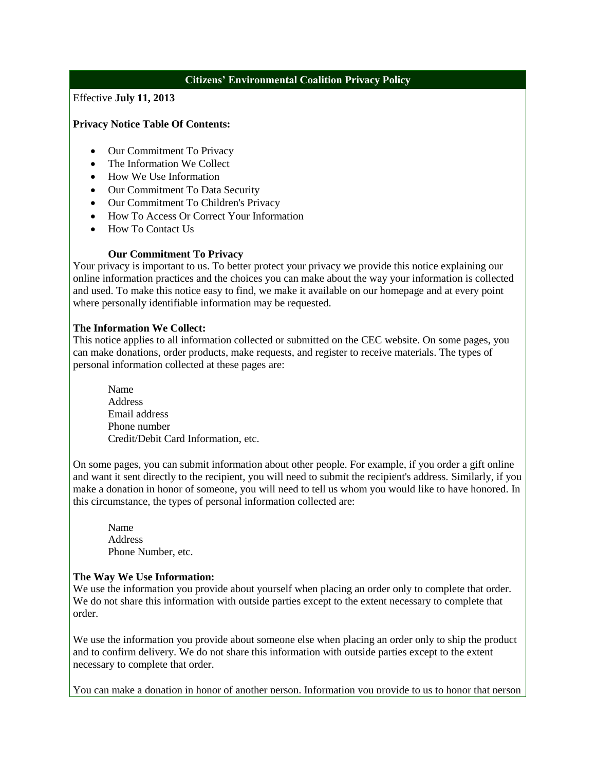# Citizens' Environmental Coalition Privacy Policy

Effective **July 11, 2013**

**Privacy Notice Table Of Contents:**

- Our Commitment To Privacy
- The Information We Collect
- How We Use Information
- Our Commitment To Data Security
- Our Commitment To Children's Privacy
- How To Access Or Correct Your Information
- How To Contact Us

**Our Commitment To Privacy**

Your privacy is important to us. To better protect your privacy we provide this notice explaining our online information practices and the choices you can make about the way your information is collected and used. To make this notice easy to find, we make it available on our homepage and at every point where personally identifiable information may be requested.

**The Information We Collect:**

This notice applies to all information collected or submitted on the CEC website. On some pages, you can make donations, order products, make requests, and register to receive materials. The types of personal information collected at these pages are:

Name
Address
Email address
Phone number
Credit/Debit Card Information, etc.

On some pages, you can submit information about other people. For example, if you order a gift online and want it sent directly to the recipient, you will need to submit the recipient's address. Similarly, if you make a donation in honor of someone, you will need to tell us whom you would like to have honored. In this circumstance, the types of personal information collected are:

Name
Address
Phone Number, etc.

**The Way We Use Information:**

We use the information you provide about yourself when placing an order only to complete that order. We do not share this information with outside parties except to the extent necessary to complete that order.

We use the information you provide about someone else when placing an order only to ship the product and to confirm delivery. We do not share this information with outside parties except to the extent necessary to complete that order.

You can make a donation in honor of another person. Information you provide to us to honor that person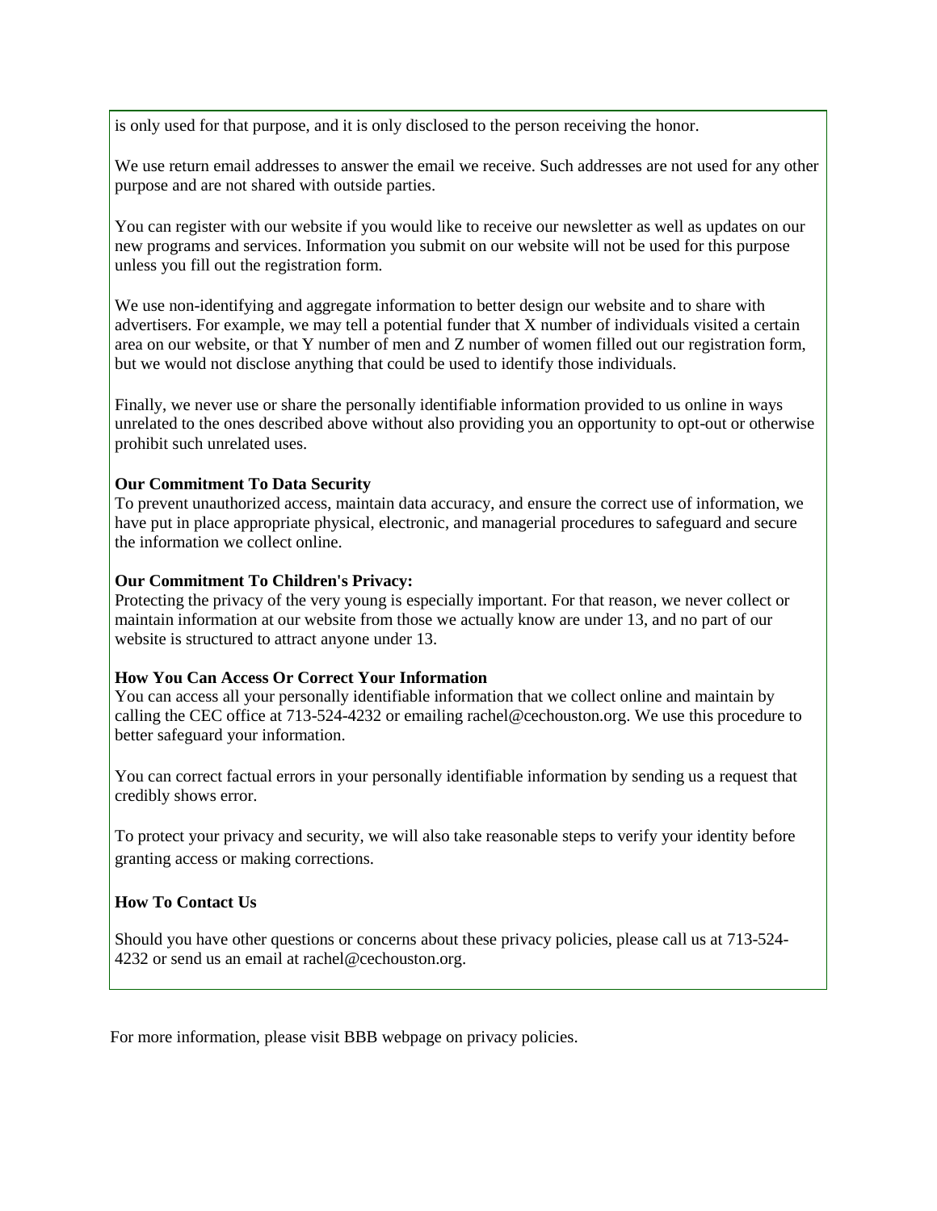is only used for that purpose, and it is only disclosed to the person receiving the honor.

We use return email addresses to answer the email we receive. Such addresses are not used for any other purpose and are not shared with outside parties.

You can register with our website if you would like to receive our newsletter as well as updates on our new programs and services. Information you submit on our website will not be used for this purpose unless you fill out the registration form.

We use non-identifying and aggregate information to better design our website and to share with advertisers. For example, we may tell a potential funder that X number of individuals visited a certain area on our website, or that Y number of men and Z number of women filled out our registration form, but we would not disclose anything that could be used to identify those individuals.

Finally, we never use or share the personally identifiable information provided to us online in ways unrelated to the ones described above without also providing you an opportunity to opt-out or otherwise prohibit such unrelated uses.

**Our Commitment To Data Security**

To prevent unauthorized access, maintain data accuracy, and ensure the correct use of information, we have put in place appropriate physical, electronic, and managerial procedures to safeguard and secure the information we collect online.

**Our Commitment To Children's Privacy:**

Protecting the privacy of the very young is especially important. For that reason, we never collect or maintain information at our website from those we actually know are under 13, and no part of our website is structured to attract anyone under 13.

**How You Can Access Or Correct Your Information**

You can access all your personally identifiable information that we collect online and maintain by calling the CEC office at 713-524-4232 or emailing rachel@cechouston.org. We use this procedure to better safeguard your information.

You can correct factual errors in your personally identifiable information by sending us a request that credibly shows error.

To protect your privacy and security, we will also take reasonable steps to verify your identity before granting access or making corrections.

**How To Contact Us**

Should you have other questions or concerns about these privacy policies, please call us at 713-524-4232 or send us an email at rachel@cechouston.org.

For more information, please visit BBB webpage on privacy policies.